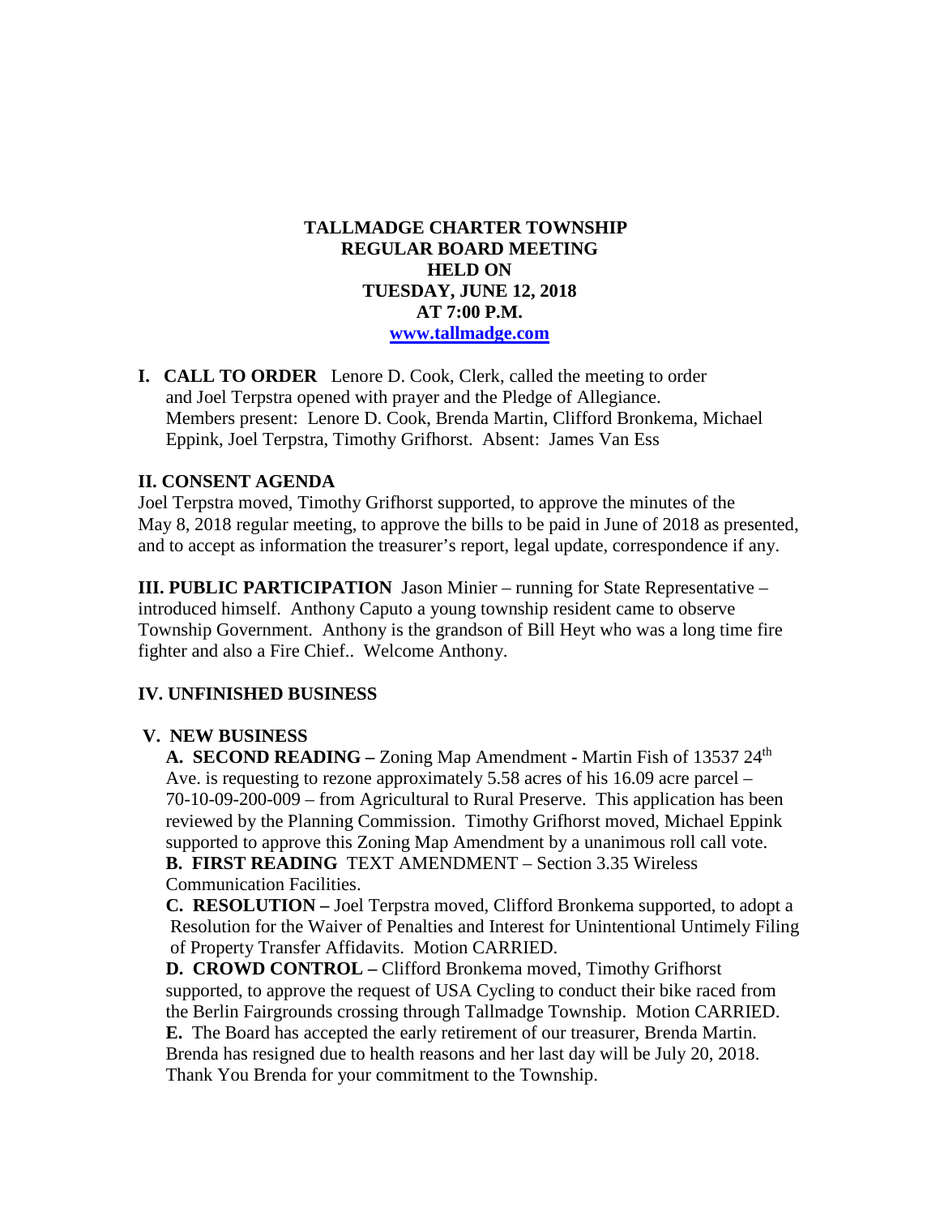**TALLMADGE CHARTER TOWNSHIP**
**REGULAR BOARD MEETING**
**HELD ON**
**TUESDAY, JUNE 12, 2018**
**AT 7:00 P.M.**
**www.tallmadge.com**

**I. CALL TO ORDER** Lenore D. Cook, Clerk, called the meeting to order and Joel Terpstra opened with prayer and the Pledge of Allegiance. Members present: Lenore D. Cook, Brenda Martin, Clifford Bronkema, Michael Eppink, Joel Terpstra, Timothy Grifhorst. Absent: James Van Ess

**II. CONSENT AGENDA**

Joel Terpstra moved, Timothy Grifhorst supported, to approve the minutes of the May 8, 2018 regular meeting, to approve the bills to be paid in June of 2018 as presented, and to accept as information the treasurer's report, legal update, correspondence if any.

**III. PUBLIC PARTICIPATION** Jason Minier – running for State Representative – introduced himself. Anthony Caputo a young township resident came to observe Township Government. Anthony is the grandson of Bill Heyt who was a long time fire fighter and also a Fire Chief.. Welcome Anthony.

**IV. UNFINISHED BUSINESS**

**V. NEW BUSINESS**

**A. SECOND READING –** Zoning Map Amendment **-** Martin Fish of 13537 24th Ave. is requesting to rezone approximately 5.58 acres of his 16.09 acre parcel – 70-10-09-200-009 – from Agricultural to Rural Preserve. This application has been reviewed by the Planning Commission. Timothy Grifhorst moved, Michael Eppink supported to approve this Zoning Map Amendment by a unanimous roll call vote.

**B. FIRST READING** TEXT AMENDMENT – Section 3.35 Wireless Communication Facilities.

**C. RESOLUTION –** Joel Terpstra moved, Clifford Bronkema supported, to adopt a Resolution for the Waiver of Penalties and Interest for Unintentional Untimely Filing of Property Transfer Affidavits. Motion CARRIED.

**D. CROWD CONTROL –** Clifford Bronkema moved, Timothy Grifhorst supported, to approve the request of USA Cycling to conduct their bike raced from the Berlin Fairgrounds crossing through Tallmadge Township. Motion CARRIED.

**E.** The Board has accepted the early retirement of our treasurer, Brenda Martin. Brenda has resigned due to health reasons and her last day will be July 20, 2018. Thank You Brenda for your commitment to the Township.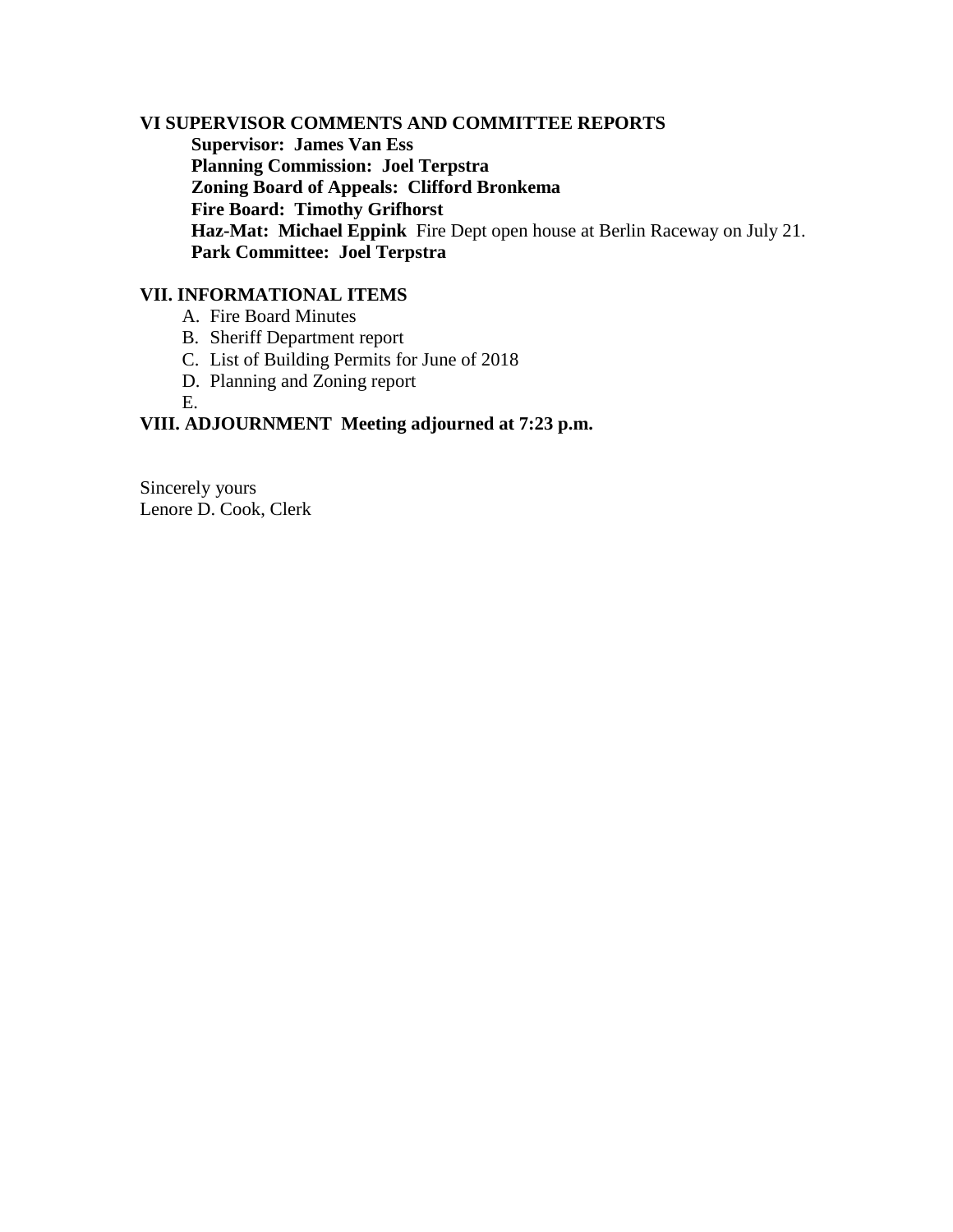**VI SUPERVISOR COMMENTS AND COMMITTEE REPORTS**

**Supervisor: James Van Ess**

**Planning Commission: Joel Terpstra**

**Zoning Board of Appeals: Clifford Bronkema**

**Fire Board: Timothy Grifhorst**

**Haz-Mat: Michael Eppink** Fire Dept open house at Berlin Raceway on July 21.

**Park Committee: Joel Terpstra**

**VII. INFORMATIONAL ITEMS**

A. Fire Board Minutes
B. Sheriff Department report
C. List of Building Permits for June of 2018
D. Planning and Zoning report
E.

**VIII. ADJOURNMENT Meeting adjourned at 7:23 p.m.**

Sincerely yours
Lenore D. Cook, Clerk